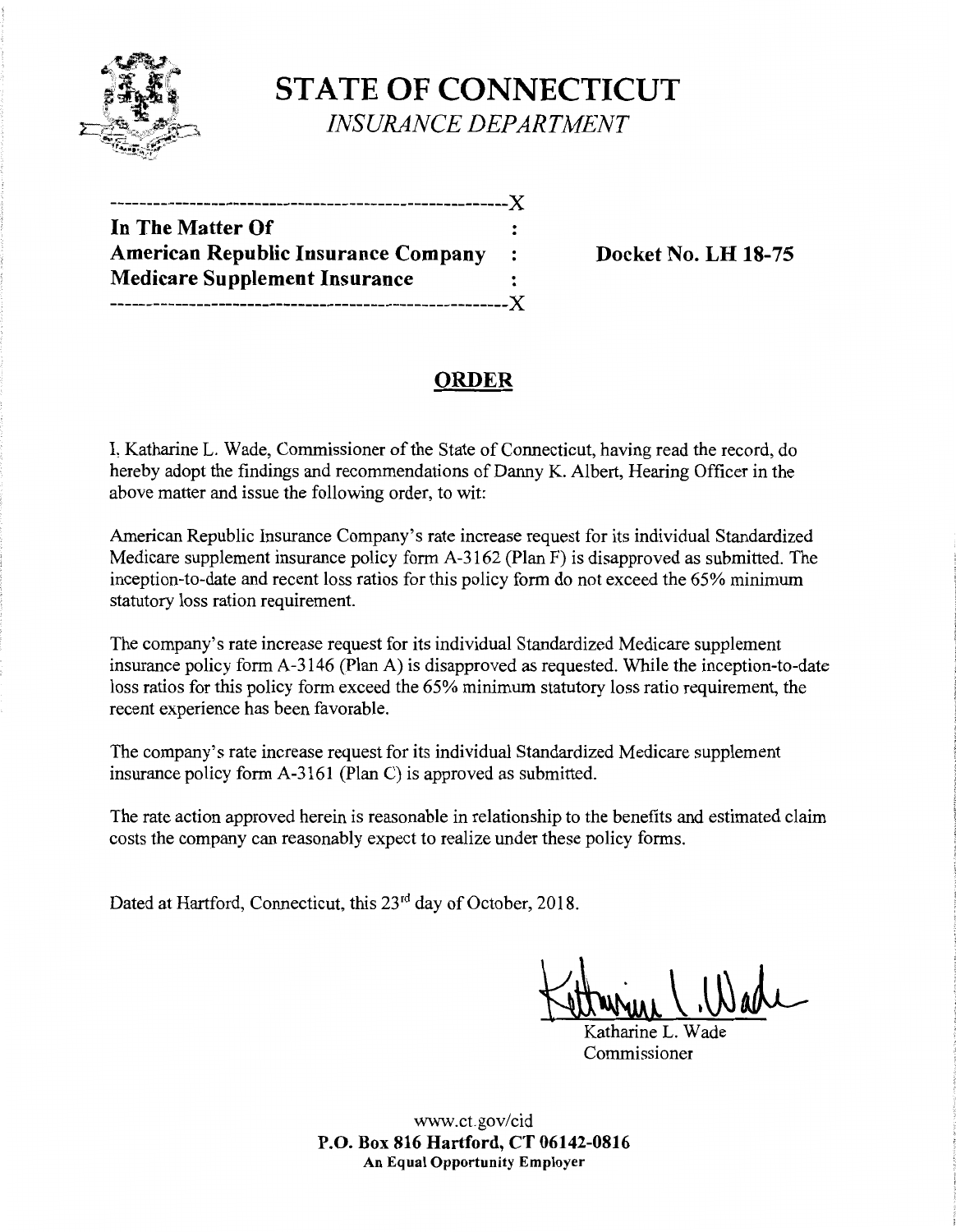# STATE OF CONNECTICUT

*INSURANCE DEPARTMENT*

-----------------------------------------------------X
**In The Matter Of** :
**American Republic Insurance Company** : **Docket No. LH 18-75**
**Medicare Supplement Insurance** :
-----------------------------------------------------X

## ORDER

I, Katharine L. Wade, Commissioner of the State of Connecticut, having read the record, do hereby adopt the findings and recommendations of Danny K. Albert, Hearing Officer in the above matter and issue the following order, to wit:

American Republic Insurance Company's rate increase request for its individual Standardized Medicare supplement insurance policy form A-3162 (Plan F) is disapproved as submitted. The inception-to-date and recent loss ratios for this policy form do not exceed the 65% minimum statutory loss ration requirement.

The company's rate increase request for its individual Standardized Medicare supplement insurance policy form A-3146 (Plan A) is disapproved as requested. While the inception-to-date loss ratios for this policy form exceed the 65% minimum statutory loss ratio requirement, the recent experience has been favorable.

The company's rate increase request for its individual Standardized Medicare supplement insurance policy form A-3161 (Plan C) is approved as submitted.

The rate action approved herein is reasonable in relationship to the benefits and estimated claim costs the company can reasonably expect to realize under these policy forms.

Dated at Hartford, Connecticut, this 23rd day of October, 2018.

Katharine L. Wade
Commissioner

www.ct.gov/cid
**P.O. Box 816 Hartford, CT 06142-0816**
**An Equal Opportunity Employer**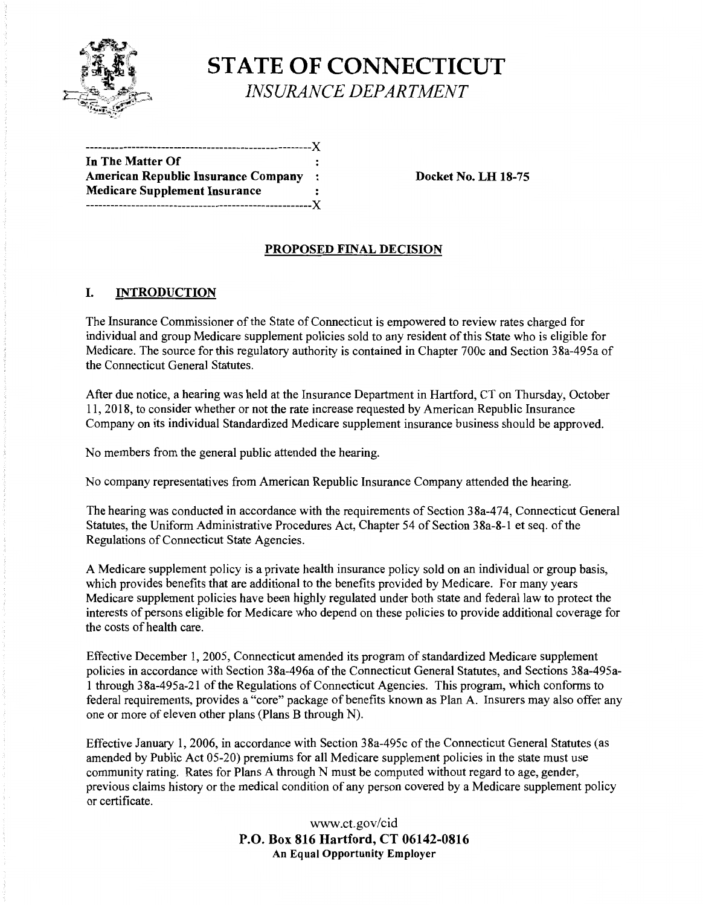# STATE OF CONNECTICUT

*INSURANCE DEPARTMENT*

```
------------------------------------------------------X
In The Matter Of                                      :
American Republic Insurance Company                   :
Medicare Supplement Insurance                         :
------------------------------------------------------X
```

**In The Matter Of**
**American Republic Insurance Company**
**Medicare Supplement Insurance**

**Docket No. LH 18-75**

## PROPOSED FINAL DECISION

### I. INTRODUCTION

The Insurance Commissioner of the State of Connecticut is empowered to review rates charged for individual and group Medicare supplement policies sold to any resident of this State who is eligible for Medicare. The source for this regulatory authority is contained in Chapter 700c and Section 38a-495a of the Connecticut General Statutes.

After due notice, a hearing was held at the Insurance Department in Hartford, CT on Thursday, October 11, 2018, to consider whether or not the rate increase requested by American Republic Insurance Company on its individual Standardized Medicare supplement insurance business should be approved.

No members from the general public attended the hearing.

No company representatives from American Republic Insurance Company attended the hearing.

The hearing was conducted in accordance with the requirements of Section 38a-474, Connecticut General Statutes, the Uniform Administrative Procedures Act, Chapter 54 of Section 38a-8-1 et seq. of the Regulations of Connecticut State Agencies.

A Medicare supplement policy is a private health insurance policy sold on an individual or group basis, which provides benefits that are additional to the benefits provided by Medicare. For many years Medicare supplement policies have been highly regulated under both state and federal law to protect the interests of persons eligible for Medicare who depend on these policies to provide additional coverage for the costs of health care.

Effective December 1, 2005, Connecticut amended its program of standardized Medicare supplement policies in accordance with Section 38a-496a of the Connecticut General Statutes, and Sections 38a-495a-1 through 38a-495a-21 of the Regulations of Connecticut Agencies. This program, which conforms to federal requirements, provides a "core" package of benefits known as Plan A. Insurers may also offer any one or more of eleven other plans (Plans B through N).

Effective January 1, 2006, in accordance with Section 38a-495c of the Connecticut General Statutes (as amended by Public Act 05-20) premiums for all Medicare supplement policies in the state must use community rating. Rates for Plans A through N must be computed without regard to age, gender, previous claims history or the medical condition of any person covered by a Medicare supplement policy or certificate.

www.ct.gov/cid
**P.O. Box 816 Hartford, CT 06142-0816**
**An Equal Opportunity Employer**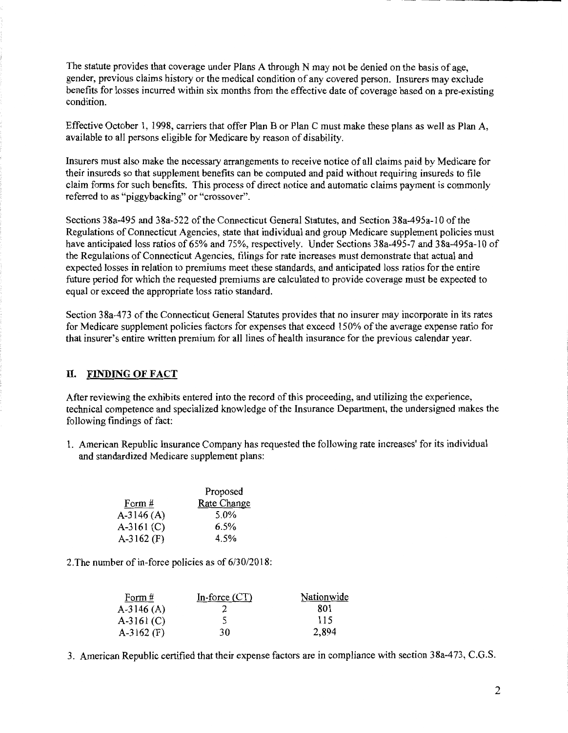The statute provides that coverage under Plans A through N may not be denied on the basis of age, gender, previous claims history or the medical condition of any covered person. Insurers may exclude benefits for losses incurred within six months from the effective date of coverage based on a pre-existing condition.

Effective October 1, 1998, carriers that offer Plan B or Plan C must make these plans as well as Plan A, available to all persons eligible for Medicare by reason of disability.

Insurers must also make the necessary arrangements to receive notice of all claims paid by Medicare for their insureds so that supplement benefits can be computed and paid without requiring insureds to file claim forms for such benefits. This process of direct notice and automatic claims payment is commonly referred to as "piggybacking" or "crossover".

Sections 38a-495 and 38a-522 of the Connecticut General Statutes, and Section 38a-495a-10 of the Regulations of Connecticut Agencies, state that individual and group Medicare supplement policies must have anticipated loss ratios of 65% and 75%, respectively. Under Sections 38a-495-7 and 38a-495a-10 of the Regulations of Connecticut Agencies, filings for rate increases must demonstrate that actual and expected losses in relation to premiums meet these standards, and anticipated loss ratios for the entire future period for which the requested premiums are calculated to provide coverage must be expected to equal or exceed the appropriate loss ratio standard.

Section 38a-473 of the Connecticut General Statutes provides that no insurer may incorporate in its rates for Medicare supplement policies factors for expenses that exceed 150% of the average expense ratio for that insurer's entire written premium for all lines of health insurance for the previous calendar year.

## II. FINDING OF FACT

After reviewing the exhibits entered into the record of this proceeding, and utilizing the experience, technical competence and specialized knowledge of the Insurance Department, the undersigned makes the following findings of fact:

1. American Republic Insurance Company has requested the following rate increases' for its individual and standardized Medicare supplement plans:

| Form # | Proposed Rate Change |
|---|---|
| A-3146 (A) | 5.0% |
| A-3161 (C) | 6.5% |
| A-3162 (F) | 4.5% |

2. The number of in-force policies as of 6/30/2018:

| Form # | In-force (CT) | Nationwide |
|---|---|---|
| A-3146 (A) | 2 | 801 |
| A-3161 (C) | 5 | 115 |
| A-3162 (F) | 30 | 2,894 |

3. American Republic certified that their expense factors are in compliance with section 38a-473, C.G.S.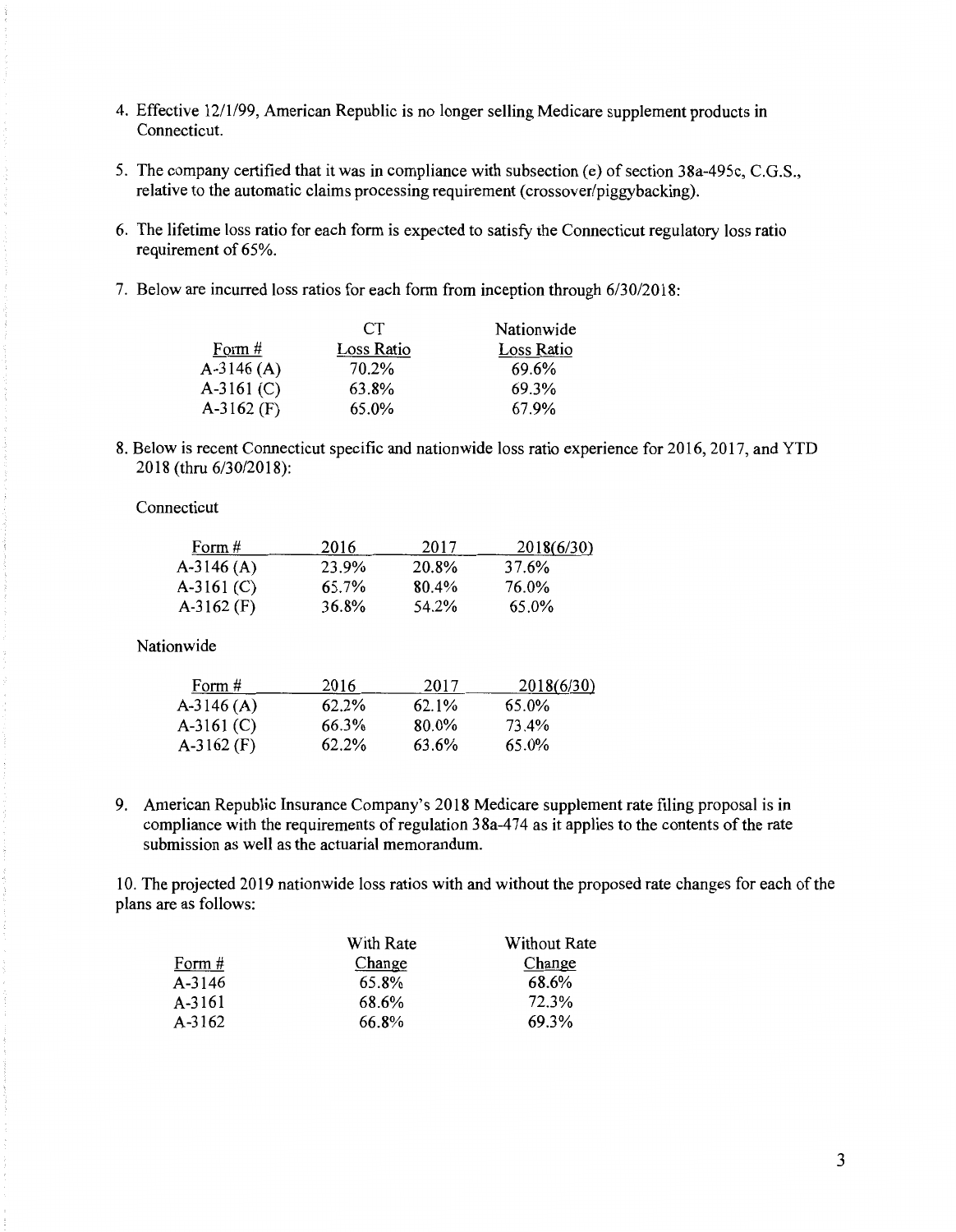4. Effective 12/1/99, American Republic is no longer selling Medicare supplement products in Connecticut.

5. The company certified that it was in compliance with subsection (e) of section 38a-495c, C.G.S., relative to the automatic claims processing requirement (crossover/piggybacking).

6. The lifetime loss ratio for each form is expected to satisfy the Connecticut regulatory loss ratio requirement of 65%.

7. Below are incurred loss ratios for each form from inception through 6/30/2018:

| Form # | CT Loss Ratio | Nationwide Loss Ratio |
|---|---|---|
| A-3146 (A) | 70.2% | 69.6% |
| A-3161 (C) | 63.8% | 69.3% |
| A-3162 (F) | 65.0% | 67.9% |

8. Below is recent Connecticut specific and nationwide loss ratio experience for 2016, 2017, and YTD 2018 (thru 6/30/2018):

Connecticut

| Form # | 2016 | 2017 | 2018(6/30) |
|---|---|---|---|
| A-3146 (A) | 23.9% | 20.8% | 37.6% |
| A-3161 (C) | 65.7% | 80.4% | 76.0% |
| A-3162 (F) | 36.8% | 54.2% | 65.0% |

Nationwide

| Form # | 2016 | 2017 | 2018(6/30) |
|---|---|---|---|
| A-3146 (A) | 62.2% | 62.1% | 65.0% |
| A-3161 (C) | 66.3% | 80.0% | 73.4% |
| A-3162 (F) | 62.2% | 63.6% | 65.0% |

9. American Republic Insurance Company's 2018 Medicare supplement rate filing proposal is in compliance with the requirements of regulation 38a-474 as it applies to the contents of the rate submission as well as the actuarial memorandum.

10. The projected 2019 nationwide loss ratios with and without the proposed rate changes for each of the plans are as follows:

| Form # | With Rate Change | Without Rate Change |
|---|---|---|
| A-3146 | 65.8% | 68.6% |
| A-3161 | 68.6% | 72.3% |
| A-3162 | 66.8% | 69.3% |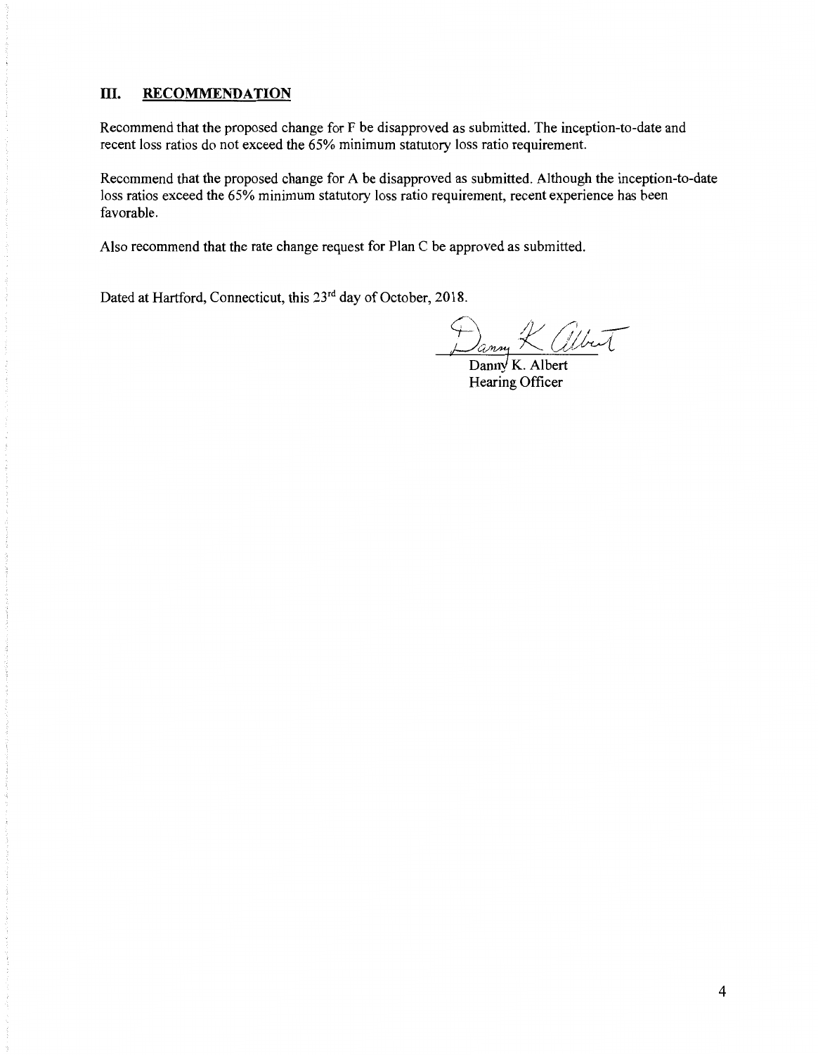## III. RECOMMENDATION

Recommend that the proposed change for F be disapproved as submitted. The inception-to-date and recent loss ratios do not exceed the 65% minimum statutory loss ratio requirement.

Recommend that the proposed change for A be disapproved as submitted. Although the inception-to-date loss ratios exceed the 65% minimum statutory loss ratio requirement, recent experience has been favorable.

Also recommend that the rate change request for Plan C be approved as submitted.

Dated at Hartford, Connecticut, this 23rd day of October, 2018.

Danny K. Albert
Hearing Officer